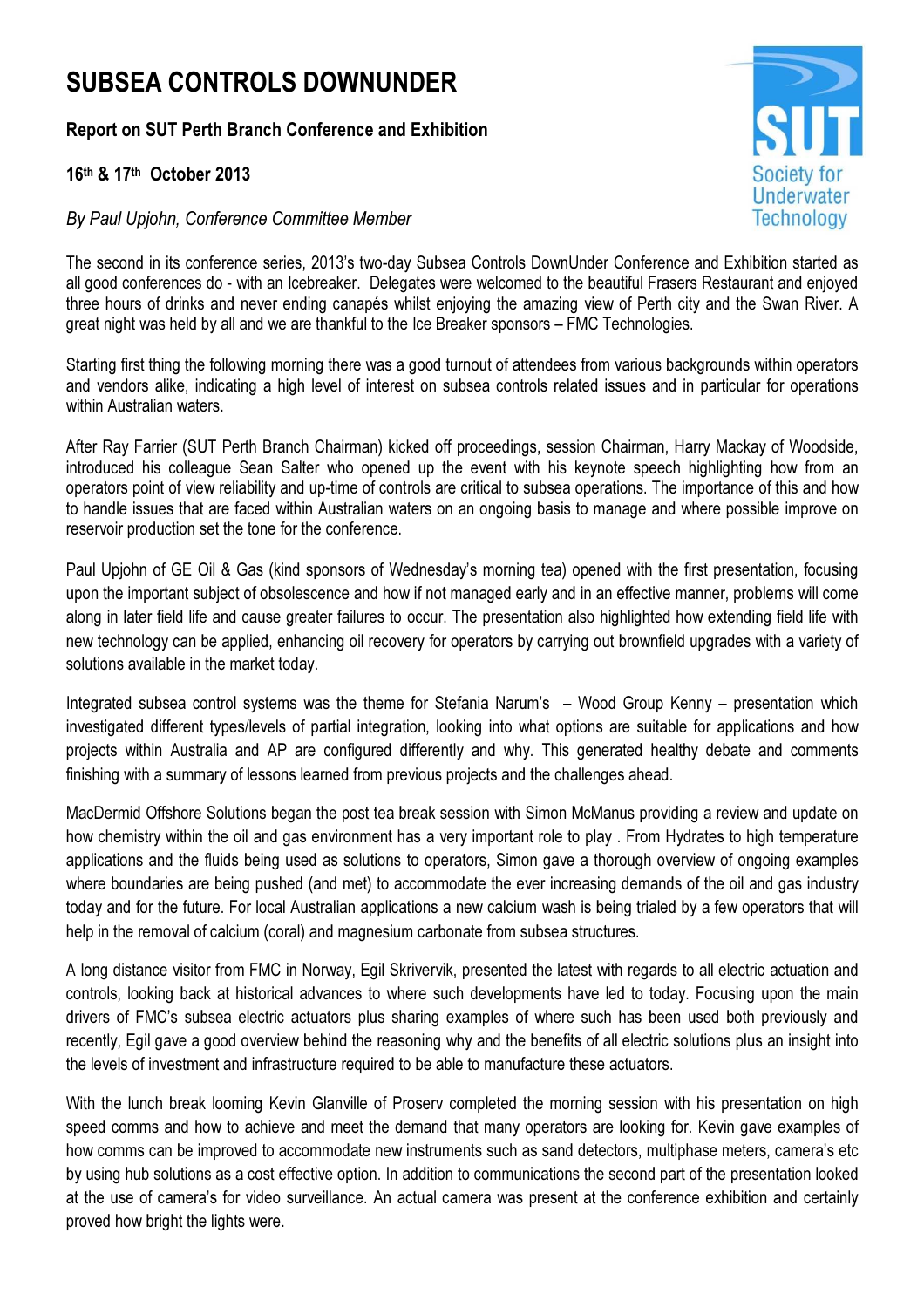# SUBSEA CONTROLS DOWNUNDER

**Report on SUT Perth Branch Conference and Exhibition**

**16th & 17th October 2013**

*By Paul Upjohn, Conference Committee Member*

The second in its conference series, 2013's two-day Subsea Controls DownUnder Conference and Exhibition started as all good conferences do - with an Icebreaker. Delegates were welcomed to the beautiful Frasers Restaurant and enjoyed three hours of drinks and never ending canapés whilst enjoying the amazing view of Perth city and the Swan River. A great night was held by all and we are thankful to the Ice Breaker sponsors – FMC Technologies.

Starting first thing the following morning there was a good turnout of attendees from various backgrounds within operators and vendors alike, indicating a high level of interest on subsea controls related issues and in particular for operations within Australian waters.

After Ray Farrier (SUT Perth Branch Chairman) kicked off proceedings, session Chairman, Harry Mackay of Woodside, introduced his colleague Sean Salter who opened up the event with his keynote speech highlighting how from an operators point of view reliability and up-time of controls are critical to subsea operations. The importance of this and how to handle issues that are faced within Australian waters on an ongoing basis to manage and where possible improve on reservoir production set the tone for the conference.

Paul Upjohn of GE Oil & Gas (kind sponsors of Wednesday's morning tea) opened with the first presentation, focusing upon the important subject of obsolescence and how if not managed early and in an effective manner, problems will come along in later field life and cause greater failures to occur. The presentation also highlighted how extending field life with new technology can be applied, enhancing oil recovery for operators by carrying out brownfield upgrades with a variety of solutions available in the market today.

Integrated subsea control systems was the theme for Stefania Narum's – Wood Group Kenny – presentation which investigated different types/levels of partial integration, looking into what options are suitable for applications and how projects within Australia and AP are configured differently and why. This generated healthy debate and comments finishing with a summary of lessons learned from previous projects and the challenges ahead.

MacDermid Offshore Solutions began the post tea break session with Simon McManus providing a review and update on how chemistry within the oil and gas environment has a very important role to play . From Hydrates to high temperature applications and the fluids being used as solutions to operators, Simon gave a thorough overview of ongoing examples where boundaries are being pushed (and met) to accommodate the ever increasing demands of the oil and gas industry today and for the future. For local Australian applications a new calcium wash is being trialed by a few operators that will help in the removal of calcium (coral) and magnesium carbonate from subsea structures.

A long distance visitor from FMC in Norway, Egil Skrivervik, presented the latest with regards to all electric actuation and controls, looking back at historical advances to where such developments have led to today. Focusing upon the main drivers of FMC's subsea electric actuators plus sharing examples of where such has been used both previously and recently, Egil gave a good overview behind the reasoning why and the benefits of all electric solutions plus an insight into the levels of investment and infrastructure required to be able to manufacture these actuators.

With the lunch break looming Kevin Glanville of Proserv completed the morning session with his presentation on high speed comms and how to achieve and meet the demand that many operators are looking for. Kevin gave examples of how comms can be improved to accommodate new instruments such as sand detectors, multiphase meters, camera's etc by using hub solutions as a cost effective option. In addition to communications the second part of the presentation looked at the use of camera's for video surveillance. An actual camera was present at the conference exhibition and certainly proved how bright the lights were.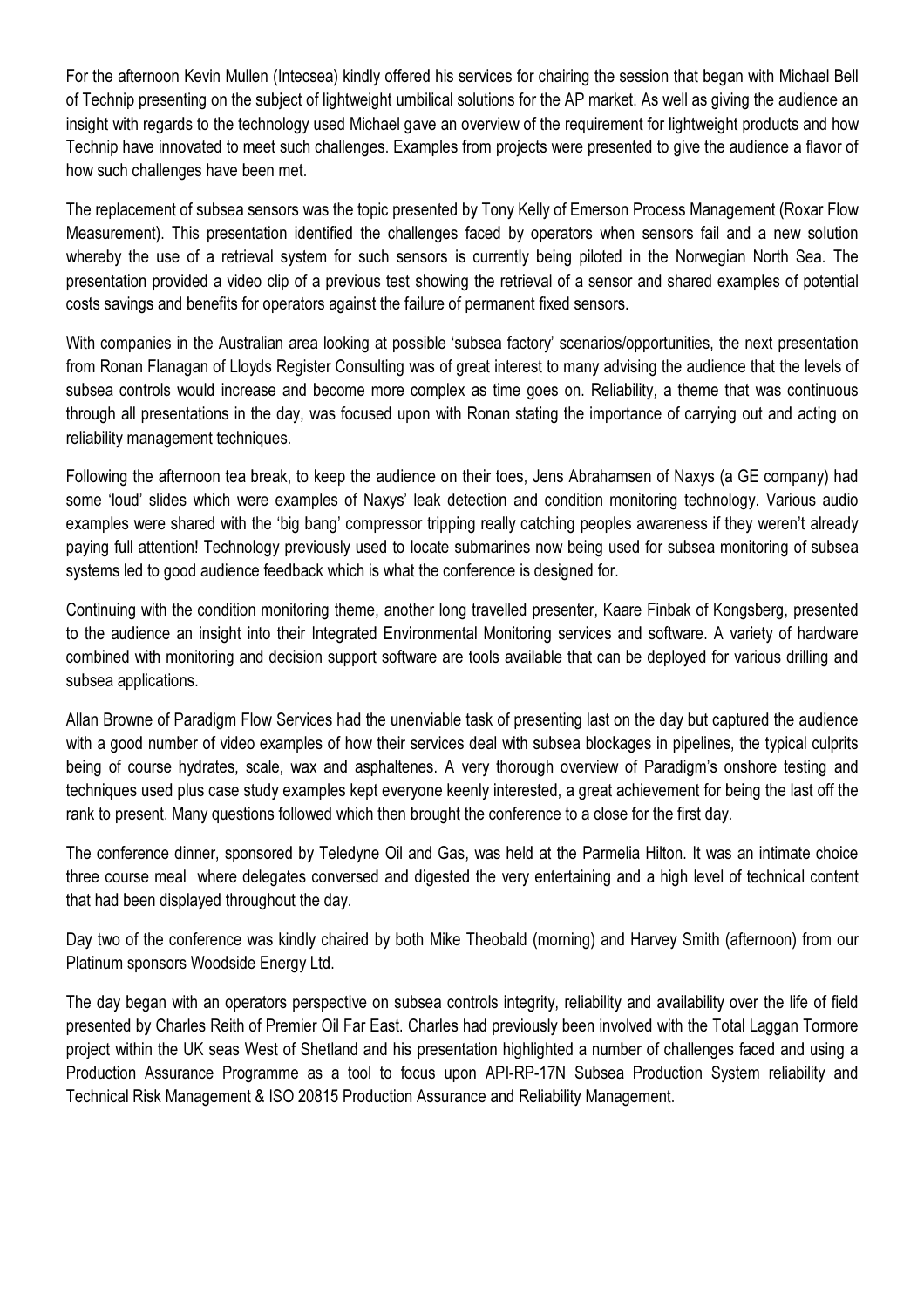For the afternoon Kevin Mullen (Intecsea) kindly offered his services for chairing the session that began with Michael Bell of Technip presenting on the subject of lightweight umbilical solutions for the AP market. As well as giving the audience an insight with regards to the technology used Michael gave an overview of the requirement for lightweight products and how Technip have innovated to meet such challenges. Examples from projects were presented to give the audience a flavor of how such challenges have been met.

The replacement of subsea sensors was the topic presented by Tony Kelly of Emerson Process Management (Roxar Flow Measurement). This presentation identified the challenges faced by operators when sensors fail and a new solution whereby the use of a retrieval system for such sensors is currently being piloted in the Norwegian North Sea. The presentation provided a video clip of a previous test showing the retrieval of a sensor and shared examples of potential costs savings and benefits for operators against the failure of permanent fixed sensors.

With companies in the Australian area looking at possible 'subsea factory' scenarios/opportunities, the next presentation from Ronan Flanagan of Lloyds Register Consulting was of great interest to many advising the audience that the levels of subsea controls would increase and become more complex as time goes on. Reliability, a theme that was continuous through all presentations in the day, was focused upon with Ronan stating the importance of carrying out and acting on reliability management techniques.

Following the afternoon tea break, to keep the audience on their toes, Jens Abrahamsen of Naxys (a GE company) had some 'loud' slides which were examples of Naxys' leak detection and condition monitoring technology. Various audio examples were shared with the 'big bang' compressor tripping really catching peoples awareness if they weren't already paying full attention! Technology previously used to locate submarines now being used for subsea monitoring of subsea systems led to good audience feedback which is what the conference is designed for.

Continuing with the condition monitoring theme, another long travelled presenter, Kaare Finbak of Kongsberg, presented to the audience an insight into their Integrated Environmental Monitoring services and software. A variety of hardware combined with monitoring and decision support software are tools available that can be deployed for various drilling and subsea applications.

Allan Browne of Paradigm Flow Services had the unenviable task of presenting last on the day but captured the audience with a good number of video examples of how their services deal with subsea blockages in pipelines, the typical culprits being of course hydrates, scale, wax and asphaltenes. A very thorough overview of Paradigm's onshore testing and techniques used plus case study examples kept everyone keenly interested, a great achievement for being the last off the rank to present. Many questions followed which then brought the conference to a close for the first day.

The conference dinner, sponsored by Teledyne Oil and Gas, was held at the Parmelia Hilton. It was an intimate choice three course meal where delegates conversed and digested the very entertaining and a high level of technical content that had been displayed throughout the day.

Day two of the conference was kindly chaired by both Mike Theobald (morning) and Harvey Smith (afternoon) from our Platinum sponsors Woodside Energy Ltd.

The day began with an operators perspective on subsea controls integrity, reliability and availability over the life of field presented by Charles Reith of Premier Oil Far East. Charles had previously been involved with the Total Laggan Tormore project within the UK seas West of Shetland and his presentation highlighted a number of challenges faced and using a Production Assurance Programme as a tool to focus upon API-RP-17N Subsea Production System reliability and Technical Risk Management & ISO 20815 Production Assurance and Reliability Management.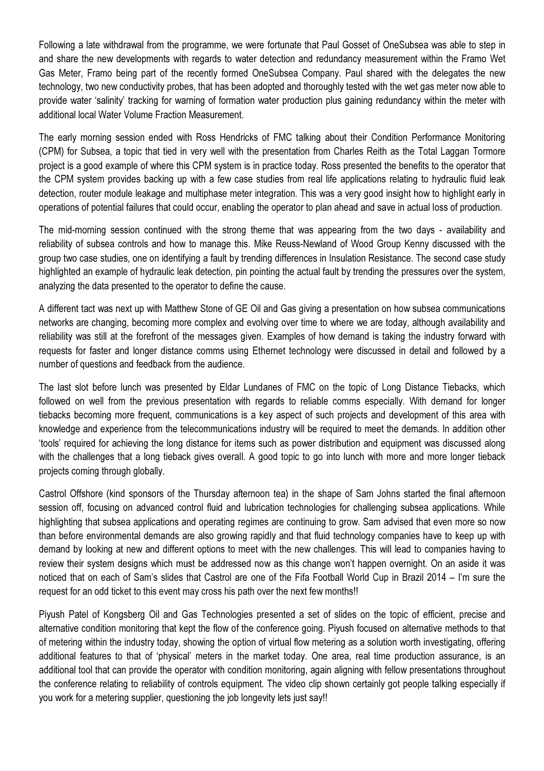Following a late withdrawal from the programme, we were fortunate that Paul Gosset of OneSubsea was able to step in and share the new developments with regards to water detection and redundancy measurement within the Framo Wet Gas Meter, Framo being part of the recently formed OneSubsea Company. Paul shared with the delegates the new technology, two new conductivity probes, that has been adopted and thoroughly tested with the wet gas meter now able to provide water 'salinity' tracking for warning of formation water production plus gaining redundancy within the meter with additional local Water Volume Fraction Measurement.

The early morning session ended with Ross Hendricks of FMC talking about their Condition Performance Monitoring (CPM) for Subsea, a topic that tied in very well with the presentation from Charles Reith as the Total Laggan Tormore project is a good example of where this CPM system is in practice today. Ross presented the benefits to the operator that the CPM system provides backing up with a few case studies from real life applications relating to hydraulic fluid leak detection, router module leakage and multiphase meter integration. This was a very good insight how to highlight early in operations of potential failures that could occur, enabling the operator to plan ahead and save in actual loss of production.

The mid-morning session continued with the strong theme that was appearing from the two days - availability and reliability of subsea controls and how to manage this. Mike Reuss-Newland of Wood Group Kenny discussed with the group two case studies, one on identifying a fault by trending differences in Insulation Resistance. The second case study highlighted an example of hydraulic leak detection, pin pointing the actual fault by trending the pressures over the system, analyzing the data presented to the operator to define the cause.

A different tact was next up with Matthew Stone of GE Oil and Gas giving a presentation on how subsea communications networks are changing, becoming more complex and evolving over time to where we are today, although availability and reliability was still at the forefront of the messages given. Examples of how demand is taking the industry forward with requests for faster and longer distance comms using Ethernet technology were discussed in detail and followed by a number of questions and feedback from the audience.

The last slot before lunch was presented by Eldar Lundanes of FMC on the topic of Long Distance Tiebacks, which followed on well from the previous presentation with regards to reliable comms especially. With demand for longer tiebacks becoming more frequent, communications is a key aspect of such projects and development of this area with knowledge and experience from the telecommunications industry will be required to meet the demands. In addition other 'tools' required for achieving the long distance for items such as power distribution and equipment was discussed along with the challenges that a long tieback gives overall. A good topic to go into lunch with more and more longer tieback projects coming through globally.

Castrol Offshore (kind sponsors of the Thursday afternoon tea) in the shape of Sam Johns started the final afternoon session off, focusing on advanced control fluid and lubrication technologies for challenging subsea applications. While highlighting that subsea applications and operating regimes are continuing to grow. Sam advised that even more so now than before environmental demands are also growing rapidly and that fluid technology companies have to keep up with demand by looking at new and different options to meet with the new challenges. This will lead to companies having to review their system designs which must be addressed now as this change won't happen overnight. On an aside it was noticed that on each of Sam's slides that Castrol are one of the Fifa Football World Cup in Brazil 2014 – I'm sure the request for an odd ticket to this event may cross his path over the next few months!!

Piyush Patel of Kongsberg Oil and Gas Technologies presented a set of slides on the topic of efficient, precise and alternative condition monitoring that kept the flow of the conference going. Piyush focused on alternative methods to that of metering within the industry today, showing the option of virtual flow metering as a solution worth investigating, offering additional features to that of 'physical' meters in the market today. One area, real time production assurance, is an additional tool that can provide the operator with condition monitoring, again aligning with fellow presentations throughout the conference relating to reliability of controls equipment. The video clip shown certainly got people talking especially if you work for a metering supplier, questioning the job longevity lets just say!!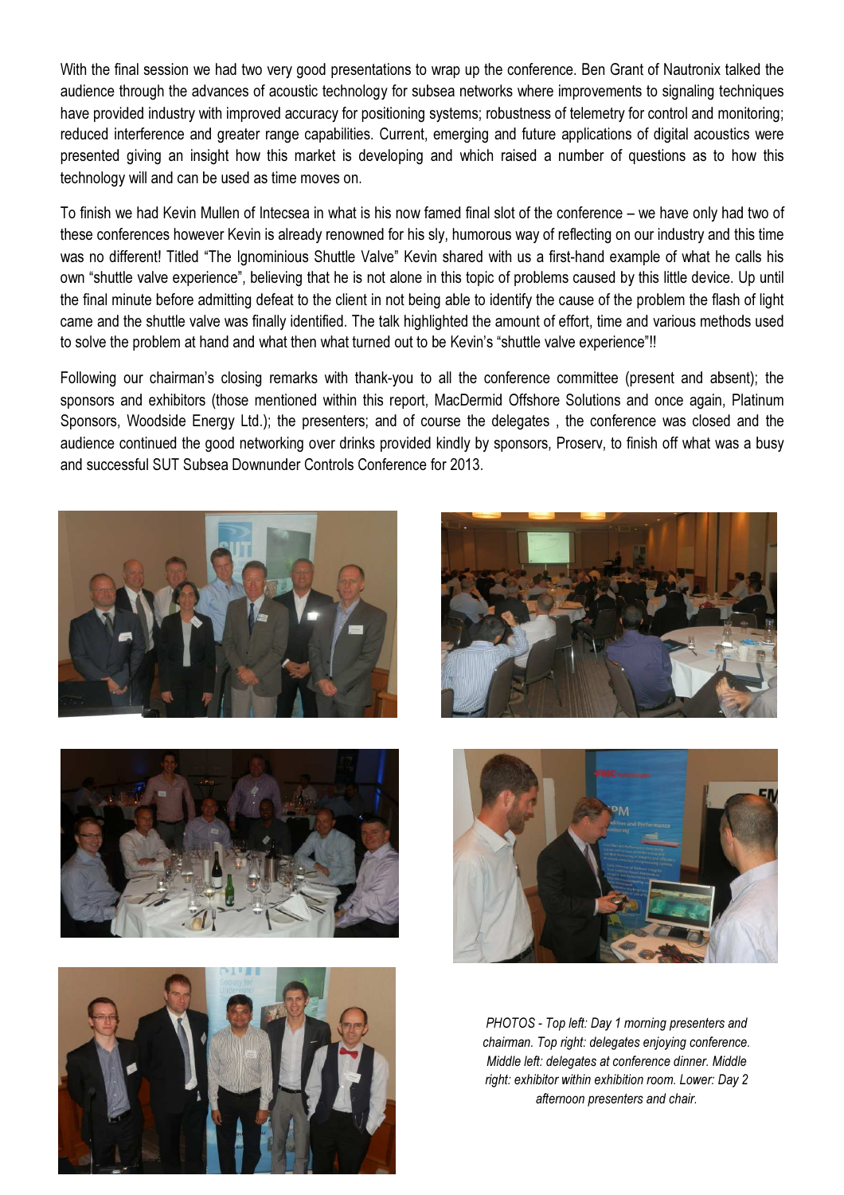With the final session we had two very good presentations to wrap up the conference. Ben Grant of Nautronix talked the audience through the advances of acoustic technology for subsea networks where improvements to signaling techniques have provided industry with improved accuracy for positioning systems; robustness of telemetry for control and monitoring; reduced interference and greater range capabilities. Current, emerging and future applications of digital acoustics were presented giving an insight how this market is developing and which raised a number of questions as to how this technology will and can be used as time moves on.

To finish we had Kevin Mullen of Intecsea in what is his now famed final slot of the conference – we have only had two of these conferences however Kevin is already renowned for his sly, humorous way of reflecting on our industry and this time was no different! Titled "The Ignominious Shuttle Valve" Kevin shared with us a first-hand example of what he calls his own "shuttle valve experience", believing that he is not alone in this topic of problems caused by this little device. Up until the final minute before admitting defeat to the client in not being able to identify the cause of the problem the flash of light came and the shuttle valve was finally identified. The talk highlighted the amount of effort, time and various methods used to solve the problem at hand and what then what turned out to be Kevin's "shuttle valve experience"!!

Following our chairman's closing remarks with thank-you to all the conference committee (present and absent); the sponsors and exhibitors (those mentioned within this report, MacDermid Offshore Solutions and once again, Platinum Sponsors, Woodside Energy Ltd.); the presenters; and of course the delegates , the conference was closed and the audience continued the good networking over drinks provided kindly by sponsors, Proserv, to finish off what was a busy and successful SUT Subsea Downunder Controls Conference for 2013.

*PHOTOS - Top left: Day 1 morning presenters and chairman. Top right: delegates enjoying conference. Middle left: delegates at conference dinner. Middle right: exhibitor within exhibition room. Lower: Day 2 afternoon presenters and chair.*